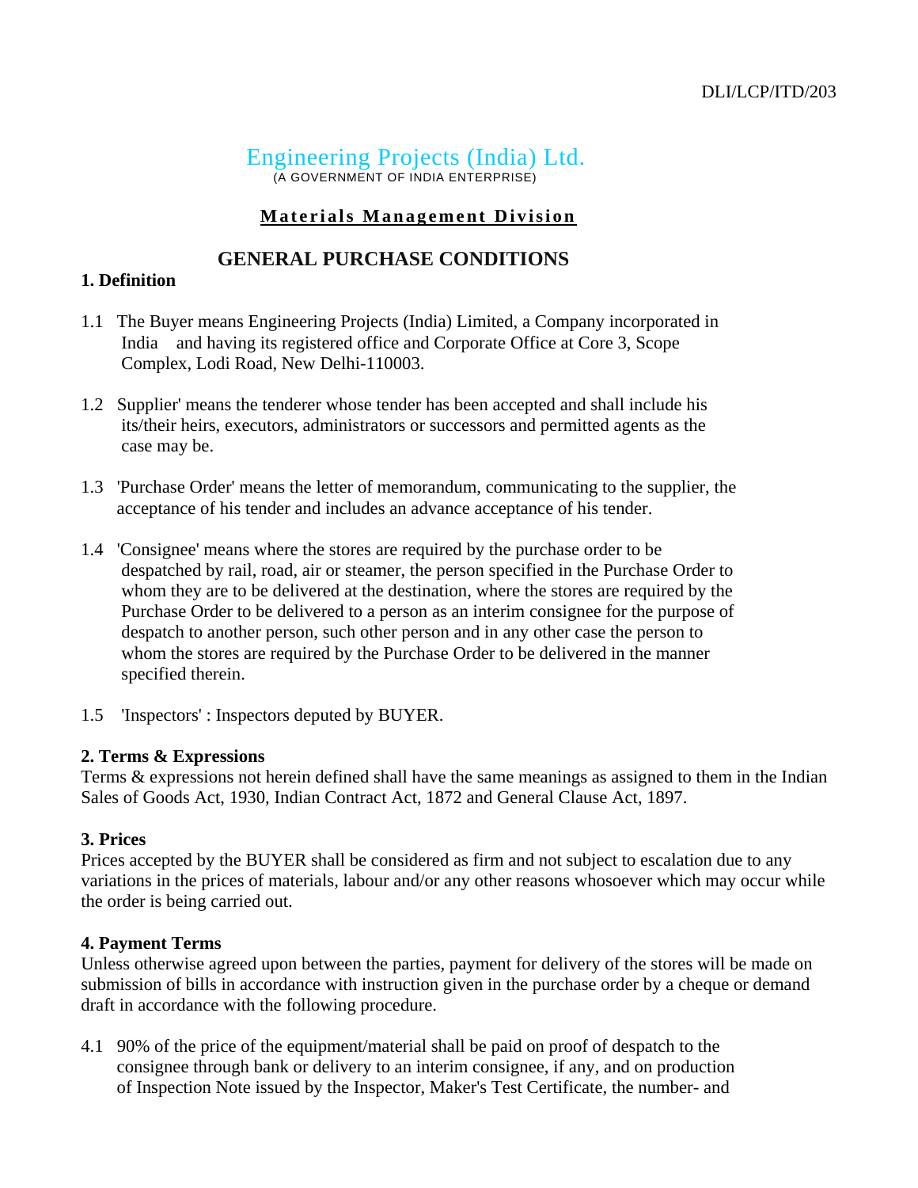DLI/LCP/ITD/203

# Engineering Projects (India) Ltd.

(A GOVERNMENT OF INDIA ENTERPRISE)

**Materials Management Division**

## GENERAL PURCHASE CONDITIONS

**1. Definition**

1.1 The Buyer means Engineering Projects (India) Limited, a Company incorporated in India and having its registered office and Corporate Office at Core 3, Scope Complex, Lodi Road, New Delhi-110003.

1.2 Supplier' means the tenderer whose tender has been accepted and shall include his its/their heirs, executors, administrators or successors and permitted agents as the case may be.

1.3 'Purchase Order' means the letter of memorandum, communicating to the supplier, the acceptance of his tender and includes an advance acceptance of his tender.

1.4 'Consignee' means where the stores are required by the purchase order to be despatched by rail, road, air or steamer, the person specified in the Purchase Order to whom they are to be delivered at the destination, where the stores are required by the Purchase Order to be delivered to a person as an interim consignee for the purpose of despatch to another person, such other person and in any other case the person to whom the stores are required by the Purchase Order to be delivered in the manner specified therein.

1.5 'Inspectors' : Inspectors deputed by BUYER.

**2. Terms & Expressions**

Terms & expressions not herein defined shall have the same meanings as assigned to them in the Indian Sales of Goods Act, 1930, Indian Contract Act, 1872 and General Clause Act, 1897.

**3. Prices**

Prices accepted by the BUYER shall be considered as firm and not subject to escalation due to any variations in the prices of materials, labour and/or any other reasons whosoever which may occur while the order is being carried out.

**4. Payment Terms**

Unless otherwise agreed upon between the parties, payment for delivery of the stores will be made on submission of bills in accordance with instruction given in the purchase order by a cheque or demand draft in accordance with the following procedure.

4.1 90% of the price of the equipment/material shall be paid on proof of despatch to the consignee through bank or delivery to an interim consignee, if any, and on production of Inspection Note issued by the Inspector, Maker's Test Certificate, the number- and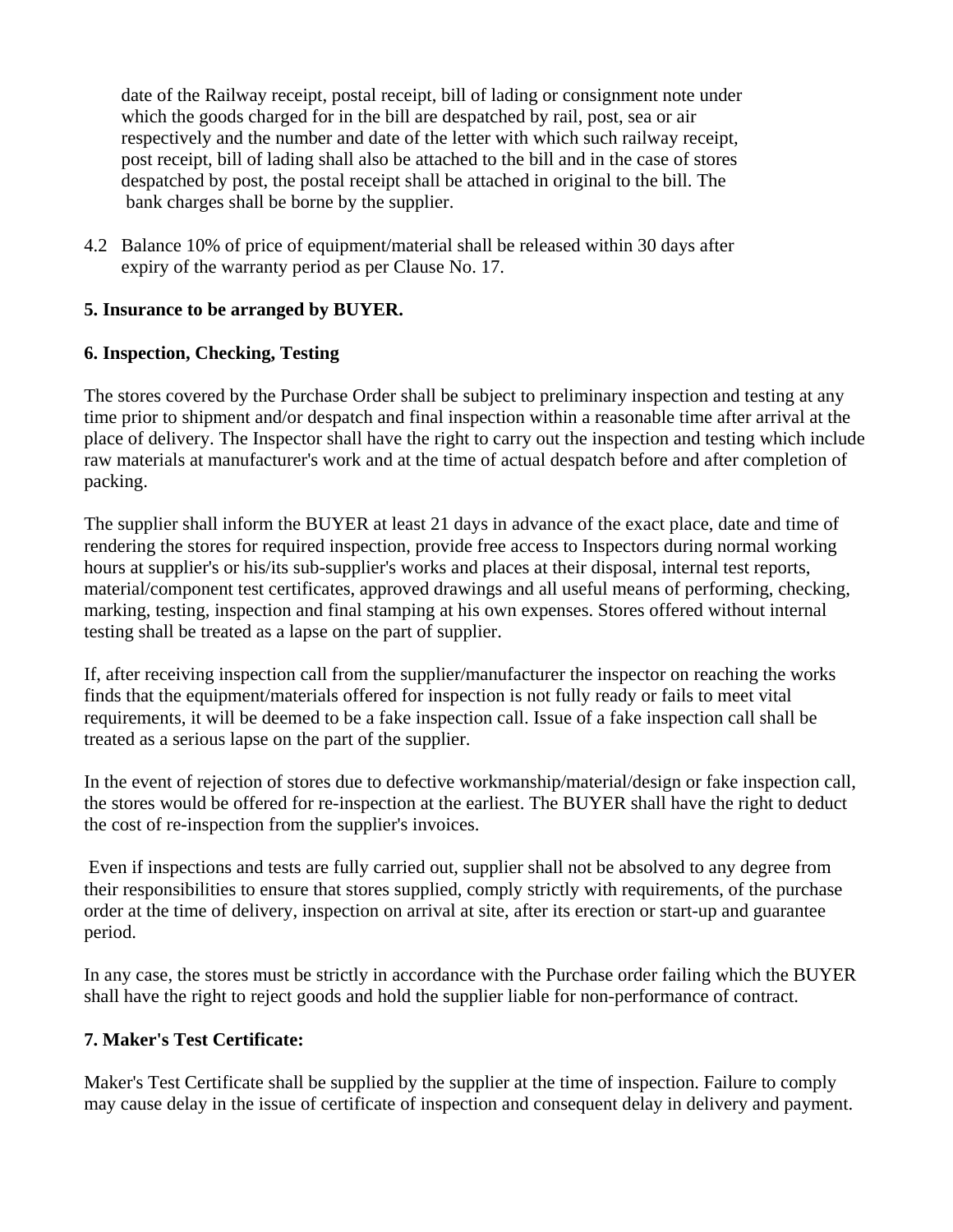date of the Railway receipt, postal receipt, bill of lading or consignment note under which the goods charged for in the bill are despatched by rail, post, sea or air respectively and the number and date of the letter with which such railway receipt, post receipt, bill of lading shall also be attached to the bill and in the case of stores despatched by post, the postal receipt shall be attached in original to the bill. The bank charges shall be borne by the supplier.

4.2 Balance 10% of price of equipment/material shall be released within 30 days after expiry of the warranty period as per Clause No. 17.

**5. Insurance to be arranged by BUYER.**

**6. Inspection, Checking, Testing**

The stores covered by the Purchase Order shall be subject to preliminary inspection and testing at any time prior to shipment and/or despatch and final inspection within a reasonable time after arrival at the place of delivery. The Inspector shall have the right to carry out the inspection and testing which include raw materials at manufacturer's work and at the time of actual despatch before and after completion of packing.

The supplier shall inform the BUYER at least 21 days in advance of the exact place, date and time of rendering the stores for required inspection, provide free access to Inspectors during normal working hours at supplier's or his/its sub-supplier's works and places at their disposal, internal test reports, material/component test certificates, approved drawings and all useful means of performing, checking, marking, testing, inspection and final stamping at his own expenses. Stores offered without internal testing shall be treated as a lapse on the part of supplier.

If, after receiving inspection call from the supplier/manufacturer the inspector on reaching the works finds that the equipment/materials offered for inspection is not fully ready or fails to meet vital requirements, it will be deemed to be a fake inspection call. Issue of a fake inspection call shall be treated as a serious lapse on the part of the supplier.

In the event of rejection of stores due to defective workmanship/material/design or fake inspection call, the stores would be offered for re-inspection at the earliest. The BUYER shall have the right to deduct the cost of re-inspection from the supplier's invoices.

Even if inspections and tests are fully carried out, supplier shall not be absolved to any degree from their responsibilities to ensure that stores supplied, comply strictly with requirements, of the purchase order at the time of delivery, inspection on arrival at site, after its erection or start-up and guarantee period.

In any case, the stores must be strictly in accordance with the Purchase order failing which the BUYER shall have the right to reject goods and hold the supplier liable for non-performance of contract.

**7. Maker's Test Certificate:**

Maker's Test Certificate shall be supplied by the supplier at the time of inspection. Failure to comply may cause delay in the issue of certificate of inspection and consequent delay in delivery and payment.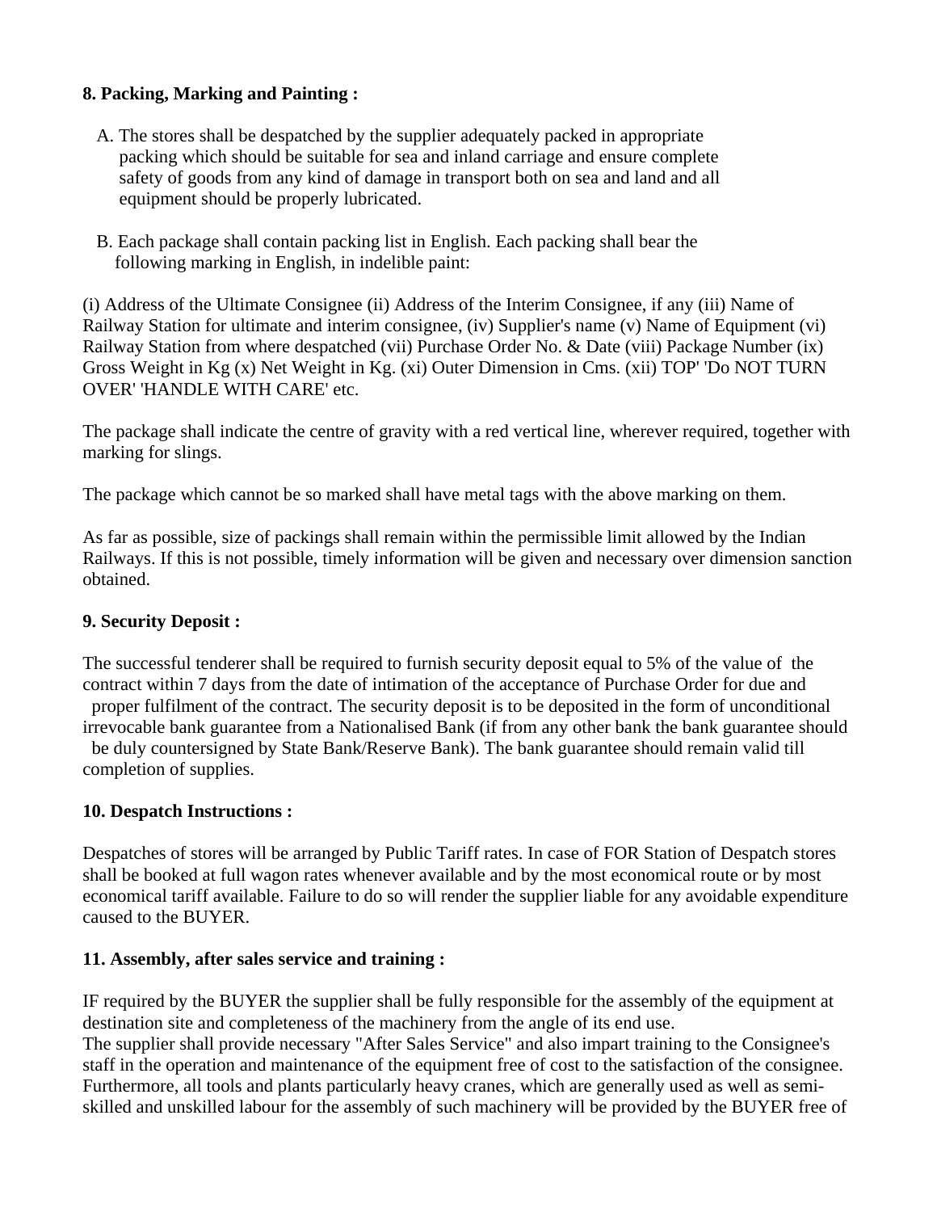**8. Packing, Marking and Painting :**

A. The stores shall be despatched by the supplier adequately packed in appropriate packing which should be suitable for sea and inland carriage and ensure complete safety of goods from any kind of damage in transport both on sea and land and all equipment should be properly lubricated.

B. Each package shall contain packing list in English. Each packing shall bear the following marking in English, in indelible paint:

(i) Address of the Ultimate Consignee (ii) Address of the Interim Consignee, if any (iii) Name of Railway Station for ultimate and interim consignee, (iv) Supplier's name (v) Name of Equipment (vi) Railway Station from where despatched (vii) Purchase Order No. & Date (viii) Package Number (ix) Gross Weight in Kg (x) Net Weight in Kg. (xi) Outer Dimension in Cms. (xii) TOP' 'Do NOT TURN OVER' 'HANDLE WITH CARE' etc.

The package shall indicate the centre of gravity with a red vertical line, wherever required, together with marking for slings.

The package which cannot be so marked shall have metal tags with the above marking on them.

As far as possible, size of packings shall remain within the permissible limit allowed by the Indian Railways. If this is not possible, timely information will be given and necessary over dimension sanction obtained.

**9. Security Deposit :**

The successful tenderer shall be required to furnish security deposit equal to 5% of the value of the contract within 7 days from the date of intimation of the acceptance of Purchase Order for due and proper fulfilment of the contract. The security deposit is to be deposited in the form of unconditional irrevocable bank guarantee from a Nationalised Bank (if from any other bank the bank guarantee should be duly countersigned by State Bank/Reserve Bank). The bank guarantee should remain valid till completion of supplies.

**10. Despatch Instructions :**

Despatches of stores will be arranged by Public Tariff rates. In case of FOR Station of Despatch stores shall be booked at full wagon rates whenever available and by the most economical route or by most economical tariff available. Failure to do so will render the supplier liable for any avoidable expenditure caused to the BUYER.

**11. Assembly, after sales service and training :**

IF required by the BUYER the supplier shall be fully responsible for the assembly of the equipment at destination site and completeness of the machinery from the angle of its end use.
The supplier shall provide necessary "After Sales Service" and also impart training to the Consignee's staff in the operation and maintenance of the equipment free of cost to the satisfaction of the consignee. Furthermore, all tools and plants particularly heavy cranes, which are generally used as well as semi-skilled and unskilled labour for the assembly of such machinery will be provided by the BUYER free of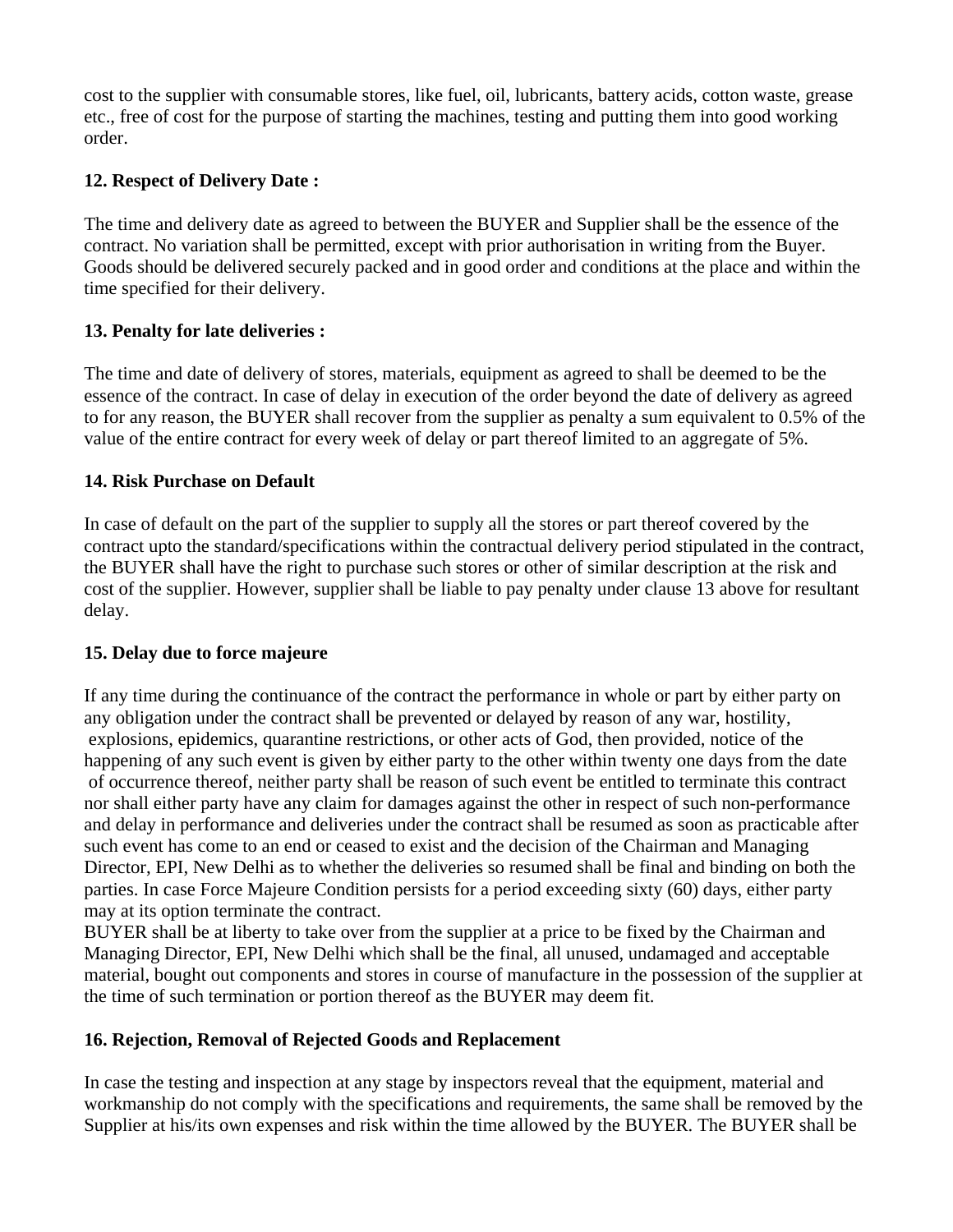cost to the supplier with consumable stores, like fuel, oil, lubricants, battery acids, cotton waste, grease etc., free of cost for the purpose of starting the machines, testing and putting them into good working order.

**12. Respect of Delivery Date :**

The time and delivery date as agreed to between the BUYER and Supplier shall be the essence of the contract. No variation shall be permitted, except with prior authorisation in writing from the Buyer. Goods should be delivered securely packed and in good order and conditions at the place and within the time specified for their delivery.

**13. Penalty for late deliveries :**

The time and date of delivery of stores, materials, equipment as agreed to shall be deemed to be the essence of the contract. In case of delay in execution of the order beyond the date of delivery as agreed to for any reason, the BUYER shall recover from the supplier as penalty a sum equivalent to 0.5% of the value of the entire contract for every week of delay or part thereof limited to an aggregate of 5%.

**14. Risk Purchase on Default**

In case of default on the part of the supplier to supply all the stores or part thereof covered by the contract upto the standard/specifications within the contractual delivery period stipulated in the contract, the BUYER shall have the right to purchase such stores or other of similar description at the risk and cost of the supplier. However, supplier shall be liable to pay penalty under clause 13 above for resultant delay.

**15. Delay due to force majeure**

If any time during the continuance of the contract the performance in whole or part by either party on any obligation under the contract shall be prevented or delayed by reason of any war, hostility, explosions, epidemics, quarantine restrictions, or other acts of God, then provided, notice of the happening of any such event is given by either party to the other within twenty one days from the date of occurrence thereof, neither party shall be reason of such event be entitled to terminate this contract nor shall either party have any claim for damages against the other in respect of such non-performance and delay in performance and deliveries under the contract shall be resumed as soon as practicable after such event has come to an end or ceased to exist and the decision of the Chairman and Managing Director, EPI, New Delhi as to whether the deliveries so resumed shall be final and binding on both the parties. In case Force Majeure Condition persists for a period exceeding sixty (60) days, either party may at its option terminate the contract.

BUYER shall be at liberty to take over from the supplier at a price to be fixed by the Chairman and Managing Director, EPI, New Delhi which shall be the final, all unused, undamaged and acceptable material, bought out components and stores in course of manufacture in the possession of the supplier at the time of such termination or portion thereof as the BUYER may deem fit.

**16. Rejection, Removal of Rejected Goods and Replacement**

In case the testing and inspection at any stage by inspectors reveal that the equipment, material and workmanship do not comply with the specifications and requirements, the same shall be removed by the Supplier at his/its own expenses and risk within the time allowed by the BUYER. The BUYER shall be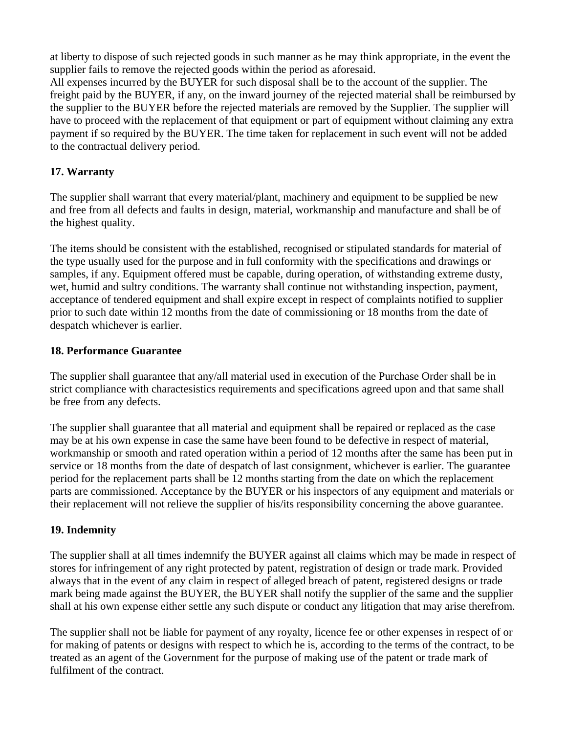at liberty to dispose of such rejected goods in such manner as he may think appropriate, in the event the supplier fails to remove the rejected goods within the period as aforesaid.
All expenses incurred by the BUYER for such disposal shall be to the account of the supplier. The freight paid by the BUYER, if any, on the inward journey of the rejected material shall be reimbursed by the supplier to the BUYER before the rejected materials are removed by the Supplier. The supplier will have to proceed with the replacement of that equipment or part of equipment without claiming any extra payment if so required by the BUYER. The time taken for replacement in such event will not be added to the contractual delivery period.

**17. Warranty**

The supplier shall warrant that every material/plant, machinery and equipment to be supplied be new and free from all defects and faults in design, material, workmanship and manufacture and shall be of the highest quality.

The items should be consistent with the established, recognised or stipulated standards for material of the type usually used for the purpose and in full conformity with the specifications and drawings or samples, if any. Equipment offered must be capable, during operation, of withstanding extreme dusty, wet, humid and sultry conditions. The warranty shall continue not withstanding inspection, payment, acceptance of tendered equipment and shall expire except in respect of complaints notified to supplier prior to such date within 12 months from the date of commissioning or 18 months from the date of despatch whichever is earlier.

**18. Performance Guarantee**

The supplier shall guarantee that any/all material used in execution of the Purchase Order shall be in strict compliance with charactesistics requirements and specifications agreed upon and that same shall be free from any defects.

The supplier shall guarantee that all material and equipment shall be repaired or replaced as the case may be at his own expense in case the same have been found to be defective in respect of material, workmanship or smooth and rated operation within a period of 12 months after the same has been put in service or 18 months from the date of despatch of last consignment, whichever is earlier. The guarantee period for the replacement parts shall be 12 months starting from the date on which the replacement parts are commissioned. Acceptance by the BUYER or his inspectors of any equipment and materials or their replacement will not relieve the supplier of his/its responsibility concerning the above guarantee.

**19. Indemnity**

The supplier shall at all times indemnify the BUYER against all claims which may be made in respect of stores for infringement of any right protected by patent, registration of design or trade mark. Provided always that in the event of any claim in respect of alleged breach of patent, registered designs or trade mark being made against the BUYER, the BUYER shall notify the supplier of the same and the supplier shall at his own expense either settle any such dispute or conduct any litigation that may arise therefrom.

The supplier shall not be liable for payment of any royalty, licence fee or other expenses in respect of or for making of patents or designs with respect to which he is, according to the terms of the contract, to be treated as an agent of the Government for the purpose of making use of the patent or trade mark of fulfilment of the contract.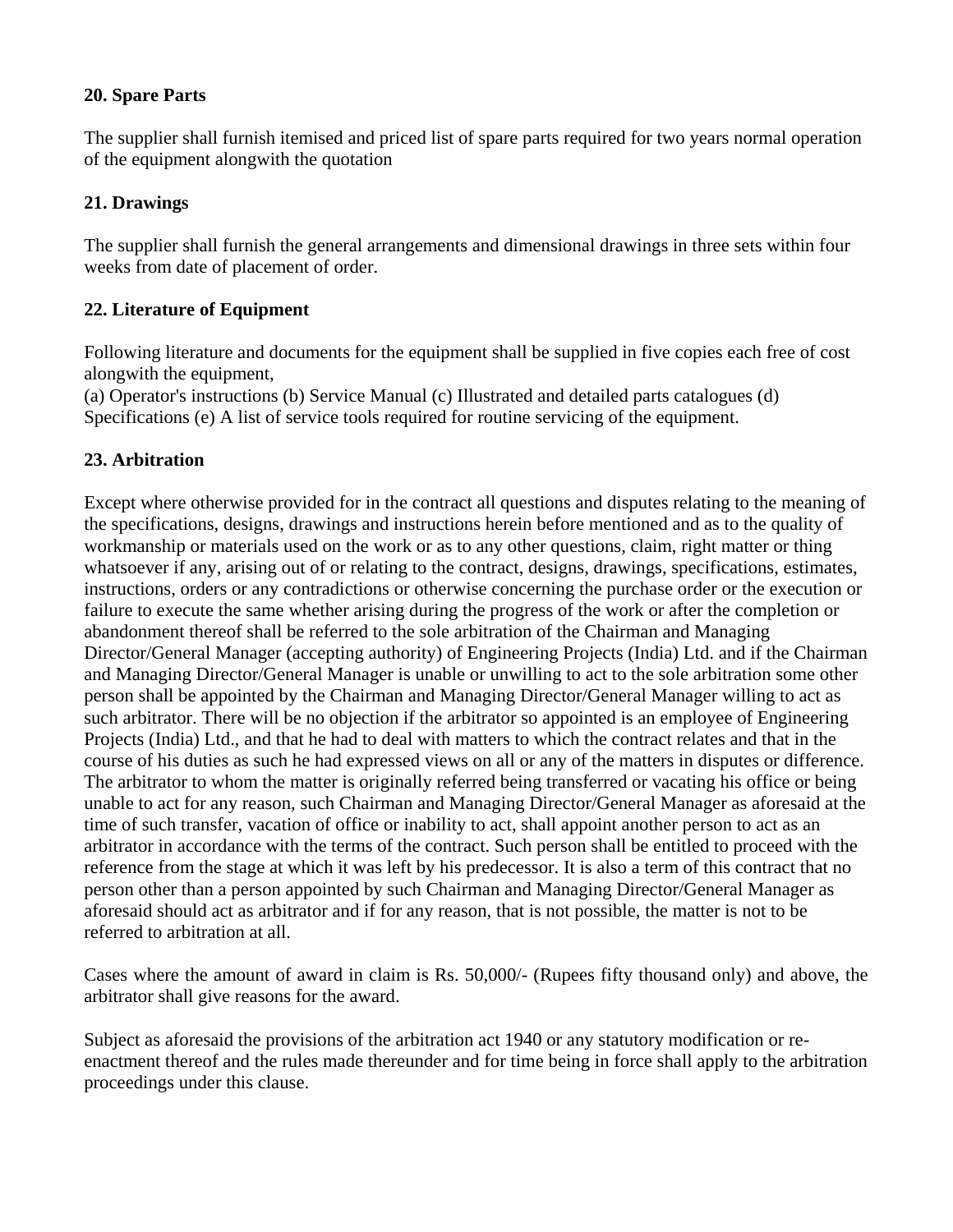**20. Spare Parts**

The supplier shall furnish itemised and priced list of spare parts required for two years normal operation of the equipment alongwith the quotation

**21. Drawings**

The supplier shall furnish the general arrangements and dimensional drawings in three sets within four weeks from date of placement of order.

**22. Literature of Equipment**

Following literature and documents for the equipment shall be supplied in five copies each free of cost alongwith the equipment,
(a) Operator's instructions (b) Service Manual (c) Illustrated and detailed parts catalogues (d) Specifications (e) A list of service tools required for routine servicing of the equipment.

**23. Arbitration**

Except where otherwise provided for in the contract all questions and disputes relating to the meaning of the specifications, designs, drawings and instructions herein before mentioned and as to the quality of workmanship or materials used on the work or as to any other questions, claim, right matter or thing whatsoever if any, arising out of or relating to the contract, designs, drawings, specifications, estimates, instructions, orders or any contradictions or otherwise concerning the purchase order or the execution or failure to execute the same whether arising during the progress of the work or after the completion or abandonment thereof shall be referred to the sole arbitration of the Chairman and Managing Director/General Manager (accepting authority) of Engineering Projects (India) Ltd. and if the Chairman and Managing Director/General Manager is unable or unwilling to act to the sole arbitration some other person shall be appointed by the Chairman and Managing Director/General Manager willing to act as such arbitrator. There will be no objection if the arbitrator so appointed is an employee of Engineering Projects (India) Ltd., and that he had to deal with matters to which the contract relates and that in the course of his duties as such he had expressed views on all or any of the matters in disputes or difference. The arbitrator to whom the matter is originally referred being transferred or vacating his office or being unable to act for any reason, such Chairman and Managing Director/General Manager as aforesaid at the time of such transfer, vacation of office or inability to act, shall appoint another person to act as an arbitrator in accordance with the terms of the contract. Such person shall be entitled to proceed with the reference from the stage at which it was left by his predecessor. It is also a term of this contract that no person other than a person appointed by such Chairman and Managing Director/General Manager as aforesaid should act as arbitrator and if for any reason, that is not possible, the matter is not to be referred to arbitration at all.

Cases where the amount of award in claim is Rs. 50,000/- (Rupees fifty thousand only) and above, the arbitrator shall give reasons for the award.

Subject as aforesaid the provisions of the arbitration act 1940 or any statutory modification or re-enactment thereof and the rules made thereunder and for time being in force shall apply to the arbitration proceedings under this clause.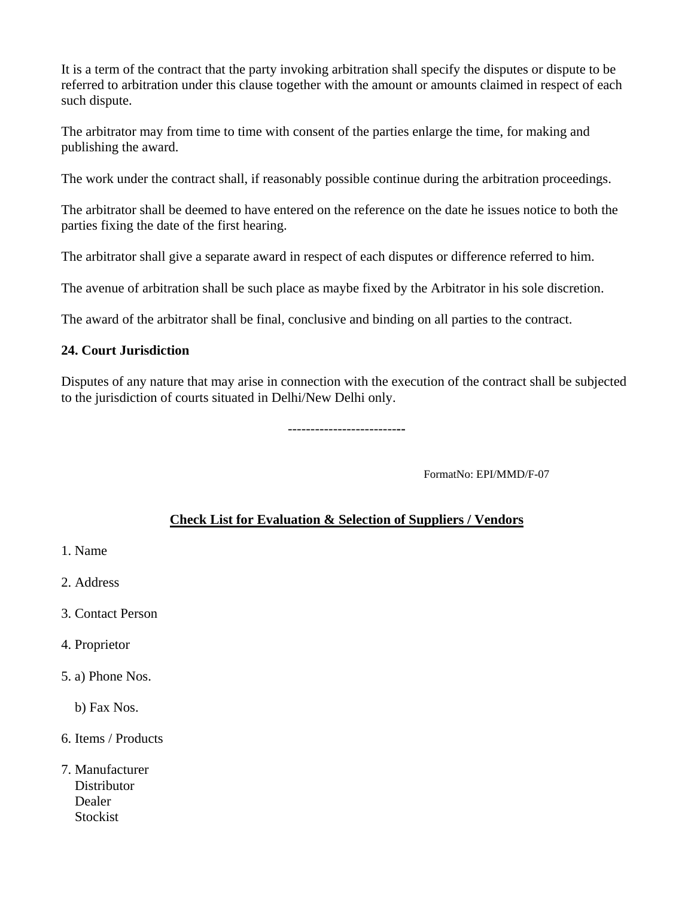It is a term of the contract that the party invoking arbitration shall specify the disputes or dispute to be referred to arbitration under this clause together with the amount or amounts claimed in respect of each such dispute.

The arbitrator may from time to time with consent of the parties enlarge the time, for making and publishing the award.

The work under the contract shall, if reasonably possible continue during the arbitration proceedings.

The arbitrator shall be deemed to have entered on the reference on the date he issues notice to both the parties fixing the date of the first hearing.

The arbitrator shall give a separate award in respect of each disputes or difference referred to him.

The avenue of arbitration shall be such place as maybe fixed by the Arbitrator in his sole discretion.

The award of the arbitrator shall be final, conclusive and binding on all parties to the contract.

**24. Court Jurisdiction**

Disputes of any nature that may arise in connection with the execution of the contract shall be subjected to the jurisdiction of courts situated in Delhi/New Delhi only.

-------------------------

FormatNo: EPI/MMD/F-07

## Check List for Evaluation & Selection of Suppliers / Vendors

1. Name

2. Address

3. Contact Person

4. Proprietor

5. a) Phone Nos.

   b) Fax Nos.

6. Items / Products

7. Manufacturer
   Distributor
   Dealer
   Stockist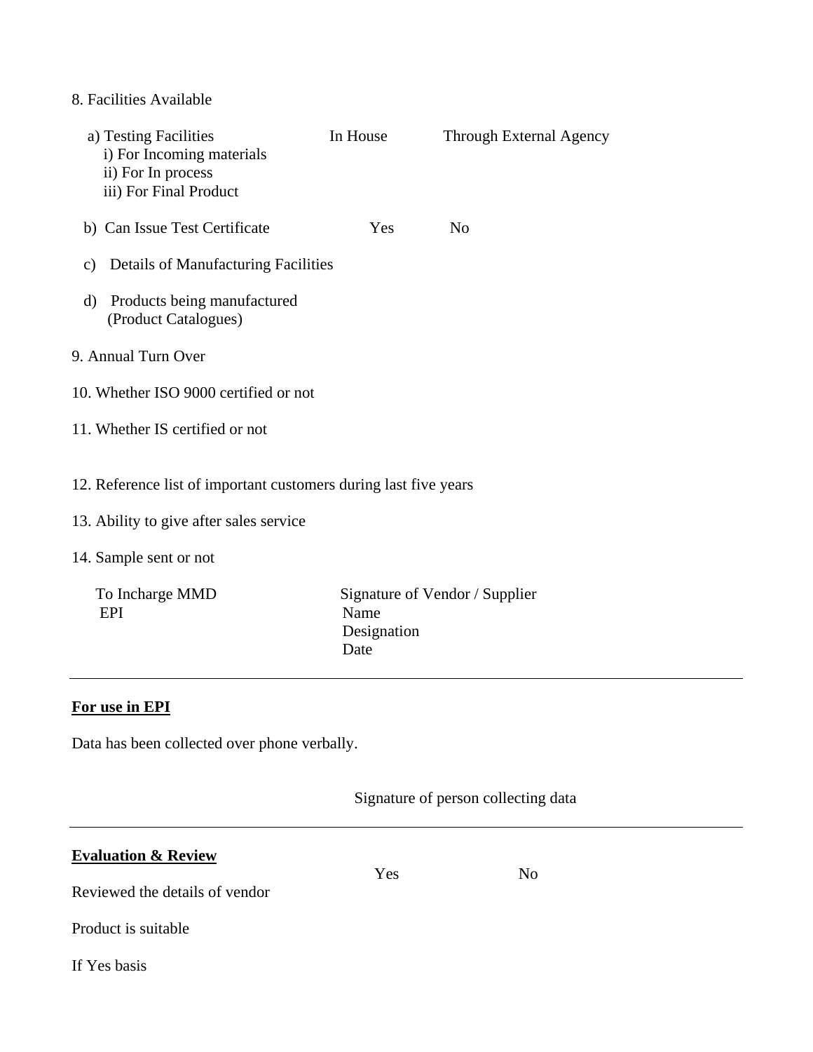8. Facilities Available

| a) Testing Facilities | In House | Through External Agency |
|---|---|---|
| i) For Incoming materials | | |
| ii) For In process | | |
| iii) For Final Product | | |

b) Can Issue Test Certificate Yes No

c) Details of Manufacturing Facilities

d) Products being manufactured (Product Catalogues)

9. Annual Turn Over

10. Whether ISO 9000 certified or not

11. Whether IS certified or not

12. Reference list of important customers during last five years

13. Ability to give after sales service

14. Sample sent or not

To Incharge MMD
EPI

Signature of Vendor / Supplier
Name
Designation
Date

---

**For use in EPI**

Data has been collected over phone verbally.

Signature of person collecting data

---

**Evaluation & Review**

| | Yes | No |
|---|---|---|
| Reviewed the details of vendor | | |
| Product is suitable | | |
| If Yes basis | | |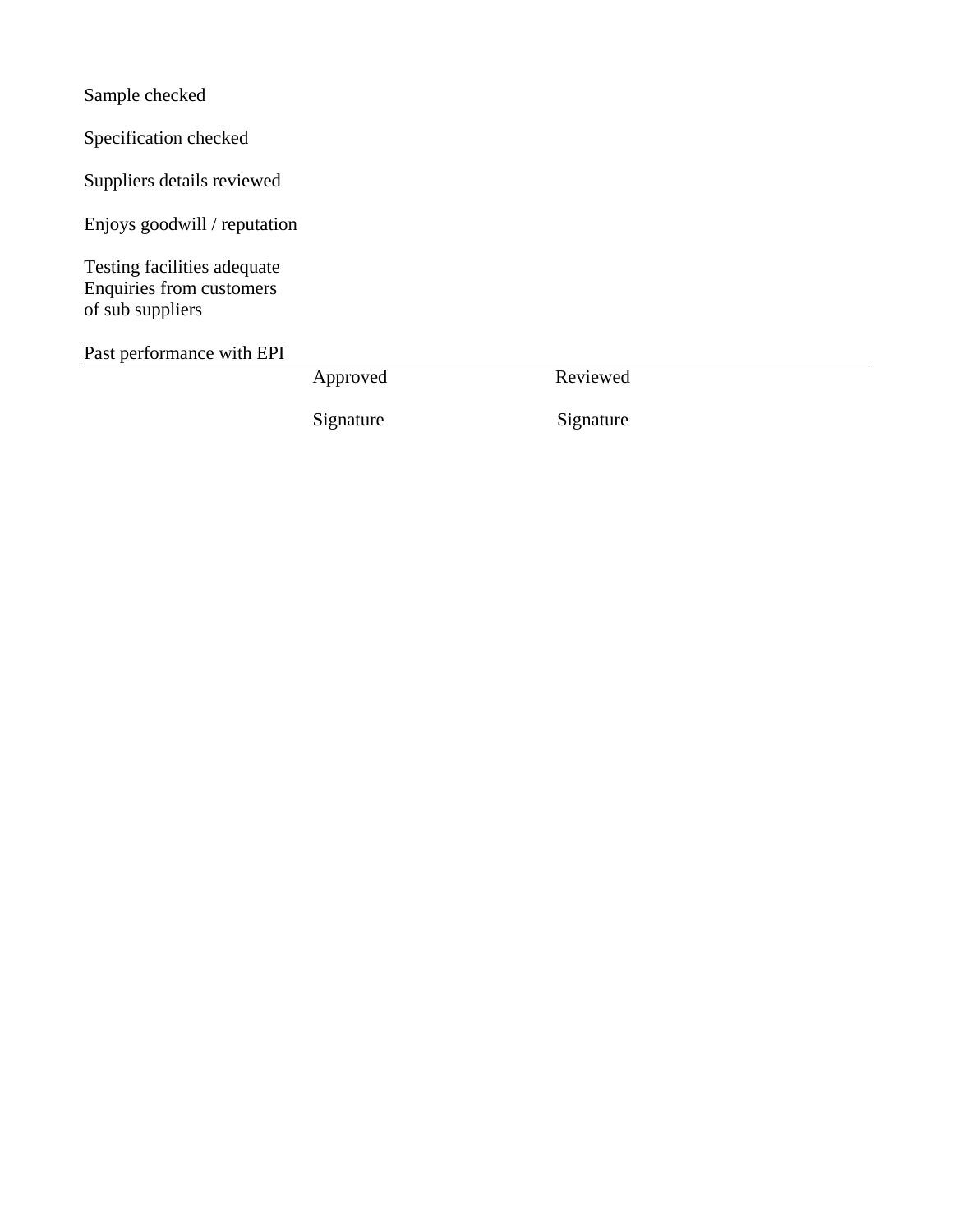Sample checked

Specification checked

Suppliers details reviewed

Enjoys goodwill / reputation

Testing facilities adequate
Enquiries from customers
of sub suppliers

Past performance with EPI

---

| | | |
|---|---|---|
| | Approved | Reviewed |
| | Signature | Signature |